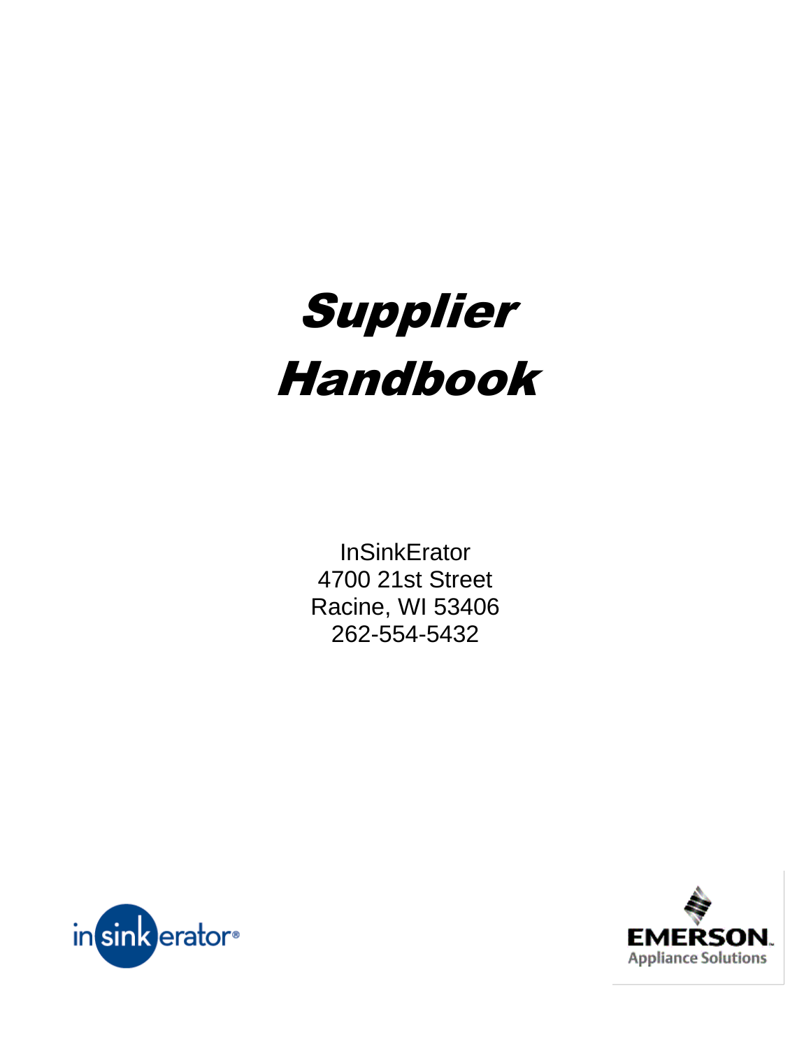# Supplier Handbook

InSinkErator
4700 21st Street
Racine, WI 53406
262-554-5432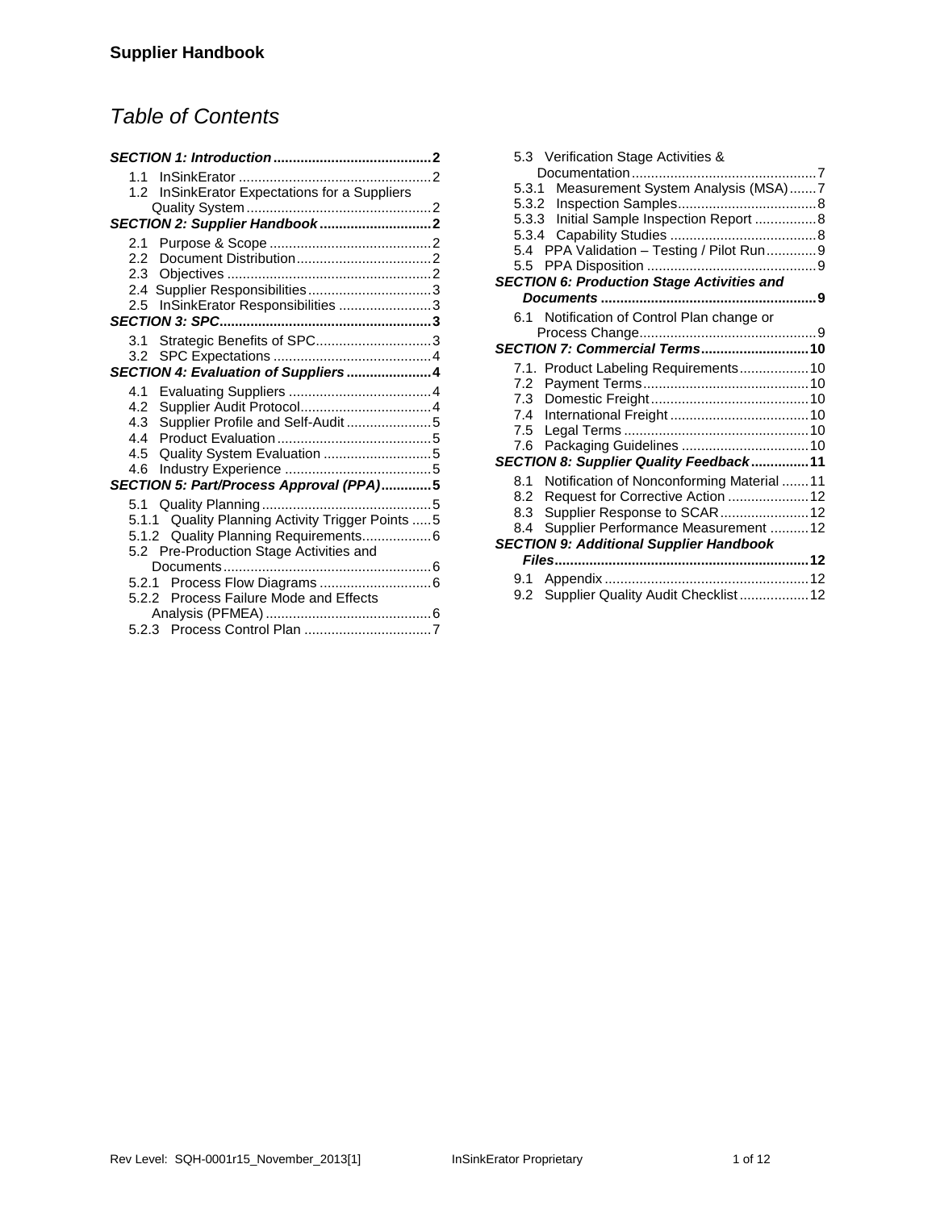# Table of Contents

***SECTION 1: Introduction*** ........................................ **2**

- 1.1 InSinkErator .................................................. 2
- 1.2 InSinkErator Expectations for a Suppliers Quality System ................................................ 2

***SECTION 2: Supplier Handbook*** ............................ **2**

- 2.1 Purpose & Scope .......................................... 2
- 2.2 Document Distribution .................................. 2
- 2.3 Objectives ..................................................... 2
- 2.4 Supplier Responsibilities ................................ 3
- 2.5 InSinkErator Responsibilities ........................ 3

***SECTION 3: SPC*** ...................................................... **3**

- 3.1 Strategic Benefits of SPC .............................. 3
- 3.2 SPC Expectations ......................................... 4

***SECTION 4: Evaluation of Suppliers*** ...................... **4**

- 4.1 Evaluating Suppliers ..................................... 4
- 4.2 Supplier Audit Protocol .................................. 4
- 4.3 Supplier Profile and Self-Audit ...................... 5
- 4.4 Product Evaluation ........................................ 5
- 4.5 Quality System Evaluation ............................ 5
- 4.6 Industry Experience ...................................... 5

***SECTION 5: Part/Process Approval (PPA)*** ............. **5**

- 5.1 Quality Planning ............................................ 5
- 5.1.1 Quality Planning Activity Trigger Points ..... 5
- 5.1.2 Quality Planning Requirements .................. 6
- 5.2 Pre-Production Stage Activities and Documents ...................................................... 6
- 5.2.1 Process Flow Diagrams ............................. 6
- 5.2.2 Process Failure Mode and Effects Analysis (PFMEA) ........................................... 6
- 5.2.3 Process Control Plan ................................. 7
- 5.3 Verification Stage Activities & Documentation ................................................ 7
- 5.3.1 Measurement System Analysis (MSA) ....... 7
- 5.3.2 Inspection Samples .................................... 8
- 5.3.3 Initial Sample Inspection Report ................ 8
- 5.3.4 Capability Studies ...................................... 8
- 5.4 PPA Validation – Testing / Pilot Run ............. 9
- 5.5 PPA Disposition ............................................ 9

***SECTION 6: Production Stage Activities and Documents*** ....................................................... **9**

- 6.1 Notification of Control Plan change or Process Change .............................................. 9

***SECTION 7: Commercial Terms*** ............................ **10**

- 7.1. Product Labeling Requirements .................. 10
- 7.2 Payment Terms ........................................... 10
- 7.3 Domestic Freight ......................................... 10
- 7.4 International Freight .................................... 10
- 7.5 Legal Terms ................................................ 10
- 7.6 Packaging Guidelines ................................. 10

***SECTION 8: Supplier Quality Feedback*** ............... **11**

- 8.1 Notification of Nonconforming Material ....... 11
- 8.2 Request for Corrective Action ..................... 12
- 8.3 Supplier Response to SCAR ....................... 12
- 8.4 Supplier Performance Measurement .......... 12

***SECTION 9: Additional Supplier Handbook Files*** ................................................................. **12**

- 9.1 Appendix ..................................................... 12
- 9.2 Supplier Quality Audit Checklist .................. 12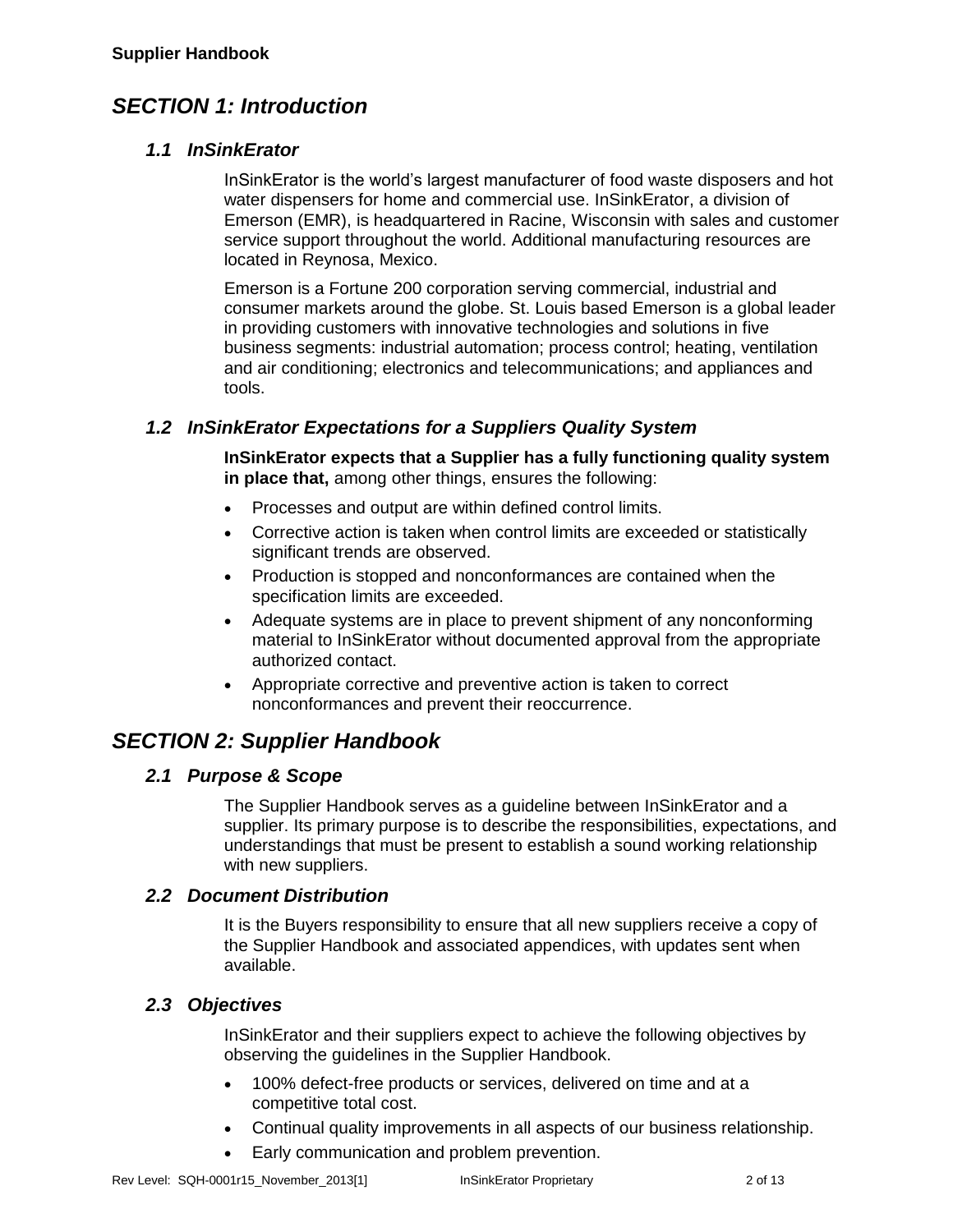# *SECTION 1: Introduction*

## *1.1 InSinkErator*

InSinkErator is the world's largest manufacturer of food waste disposers and hot water dispensers for home and commercial use. InSinkErator, a division of Emerson (EMR), is headquartered in Racine, Wisconsin with sales and customer service support throughout the world. Additional manufacturing resources are located in Reynosa, Mexico.

Emerson is a Fortune 200 corporation serving commercial, industrial and consumer markets around the globe. St. Louis based Emerson is a global leader in providing customers with innovative technologies and solutions in five business segments: industrial automation; process control; heating, ventilation and air conditioning; electronics and telecommunications; and appliances and tools.

## *1.2 InSinkErator Expectations for a Suppliers Quality System*

**InSinkErator expects that a Supplier has a fully functioning quality system in place that,** among other things, ensures the following:

- Processes and output are within defined control limits.
- Corrective action is taken when control limits are exceeded or statistically significant trends are observed.
- Production is stopped and nonconformances are contained when the specification limits are exceeded.
- Adequate systems are in place to prevent shipment of any nonconforming material to InSinkErator without documented approval from the appropriate authorized contact.
- Appropriate corrective and preventive action is taken to correct nonconformances and prevent their reoccurrence.

# *SECTION 2: Supplier Handbook*

## *2.1 Purpose & Scope*

The Supplier Handbook serves as a guideline between InSinkErator and a supplier. Its primary purpose is to describe the responsibilities, expectations, and understandings that must be present to establish a sound working relationship with new suppliers.

## *2.2 Document Distribution*

It is the Buyers responsibility to ensure that all new suppliers receive a copy of the Supplier Handbook and associated appendices, with updates sent when available.

## *2.3 Objectives*

InSinkErator and their suppliers expect to achieve the following objectives by observing the guidelines in the Supplier Handbook.

- 100% defect-free products or services, delivered on time and at a competitive total cost.
- Continual quality improvements in all aspects of our business relationship.
- Early communication and problem prevention.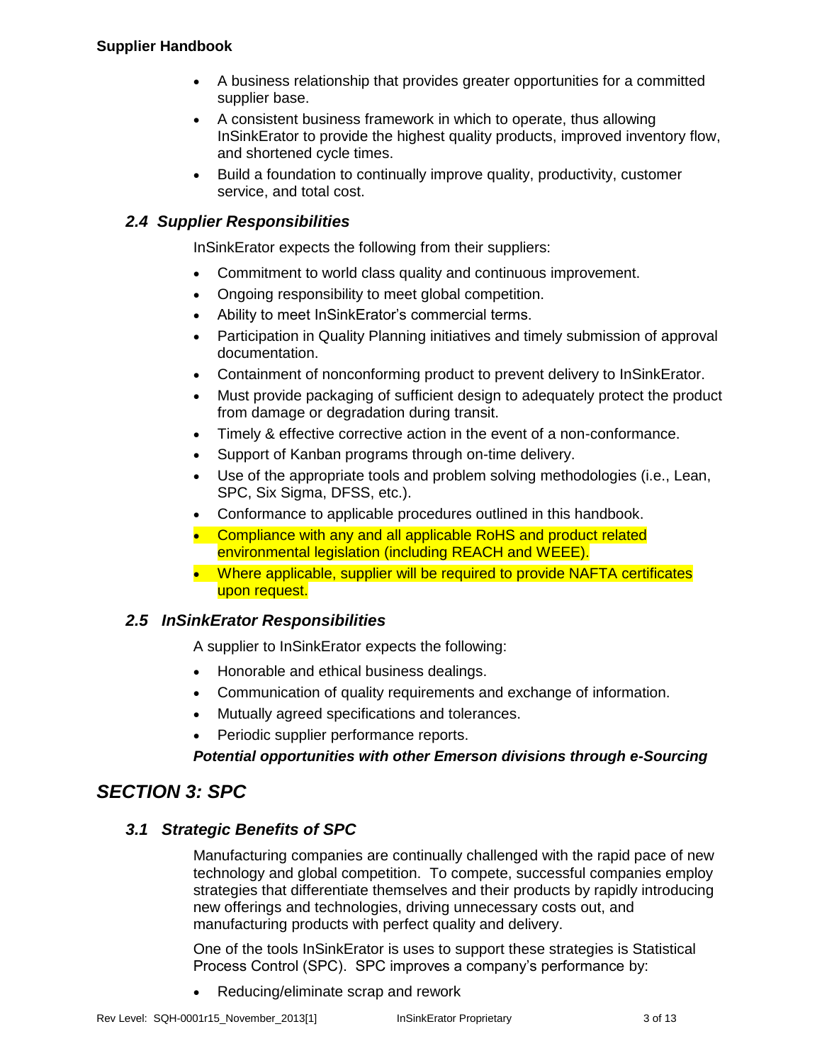- A business relationship that provides greater opportunities for a committed supplier base.
- A consistent business framework in which to operate, thus allowing InSinkErator to provide the highest quality products, improved inventory flow, and shortened cycle times.
- Build a foundation to continually improve quality, productivity, customer service, and total cost.

### *2.4 Supplier Responsibilities*

InSinkErator expects the following from their suppliers:

- Commitment to world class quality and continuous improvement.
- Ongoing responsibility to meet global competition.
- Ability to meet InSinkErator's commercial terms.
- Participation in Quality Planning initiatives and timely submission of approval documentation.
- Containment of nonconforming product to prevent delivery to InSinkErator.
- Must provide packaging of sufficient design to adequately protect the product from damage or degradation during transit.
- Timely & effective corrective action in the event of a non-conformance.
- Support of Kanban programs through on-time delivery.
- Use of the appropriate tools and problem solving methodologies (i.e., Lean, SPC, Six Sigma, DFSS, etc.).
- Conformance to applicable procedures outlined in this handbook.
- Compliance with any and all applicable RoHS and product related environmental legislation (including REACH and WEEE).
- Where applicable, supplier will be required to provide NAFTA certificates upon request.

### *2.5 InSinkErator Responsibilities*

A supplier to InSinkErator expects the following:

- Honorable and ethical business dealings.
- Communication of quality requirements and exchange of information.
- Mutually agreed specifications and tolerances.
- Periodic supplier performance reports.

***Potential opportunities with other Emerson divisions through e-Sourcing***

## *SECTION 3: SPC*

### *3.1 Strategic Benefits of SPC*

Manufacturing companies are continually challenged with the rapid pace of new technology and global competition. To compete, successful companies employ strategies that differentiate themselves and their products by rapidly introducing new offerings and technologies, driving unnecessary costs out, and manufacturing products with perfect quality and delivery.

One of the tools InSinkErator is uses to support these strategies is Statistical Process Control (SPC). SPC improves a company's performance by:

- Reducing/eliminate scrap and rework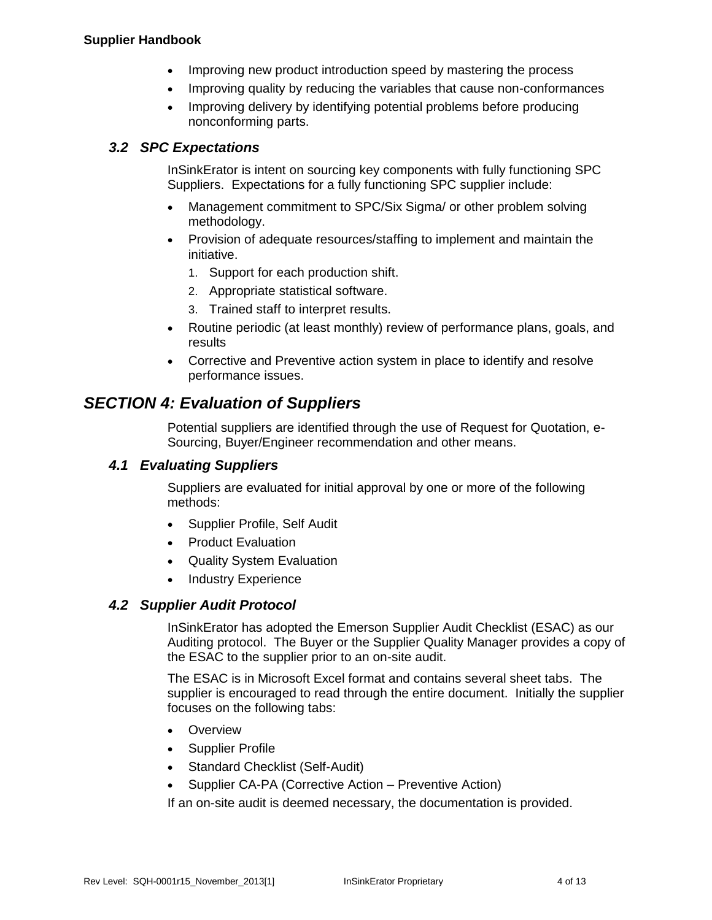- Improving new product introduction speed by mastering the process
- Improving quality by reducing the variables that cause non-conformances
- Improving delivery by identifying potential problems before producing nonconforming parts.

### *3.2 SPC Expectations*

InSinkErator is intent on sourcing key components with fully functioning SPC Suppliers. Expectations for a fully functioning SPC supplier include:

- Management commitment to SPC/Six Sigma/ or other problem solving methodology.
- Provision of adequate resources/staffing to implement and maintain the initiative.
  1. Support for each production shift.
  2. Appropriate statistical software.
  3. Trained staff to interpret results.
- Routine periodic (at least monthly) review of performance plans, goals, and results
- Corrective and Preventive action system in place to identify and resolve performance issues.

## *SECTION 4: Evaluation of Suppliers*

Potential suppliers are identified through the use of Request for Quotation, e-Sourcing, Buyer/Engineer recommendation and other means.

### *4.1 Evaluating Suppliers*

Suppliers are evaluated for initial approval by one or more of the following methods:

- Supplier Profile, Self Audit
- Product Evaluation
- Quality System Evaluation
- Industry Experience

### *4.2 Supplier Audit Protocol*

InSinkErator has adopted the Emerson Supplier Audit Checklist (ESAC) as our Auditing protocol. The Buyer or the Supplier Quality Manager provides a copy of the ESAC to the supplier prior to an on-site audit.

The ESAC is in Microsoft Excel format and contains several sheet tabs. The supplier is encouraged to read through the entire document. Initially the supplier focuses on the following tabs:

- Overview
- Supplier Profile
- Standard Checklist (Self-Audit)
- Supplier CA-PA (Corrective Action – Preventive Action)

If an on-site audit is deemed necessary, the documentation is provided.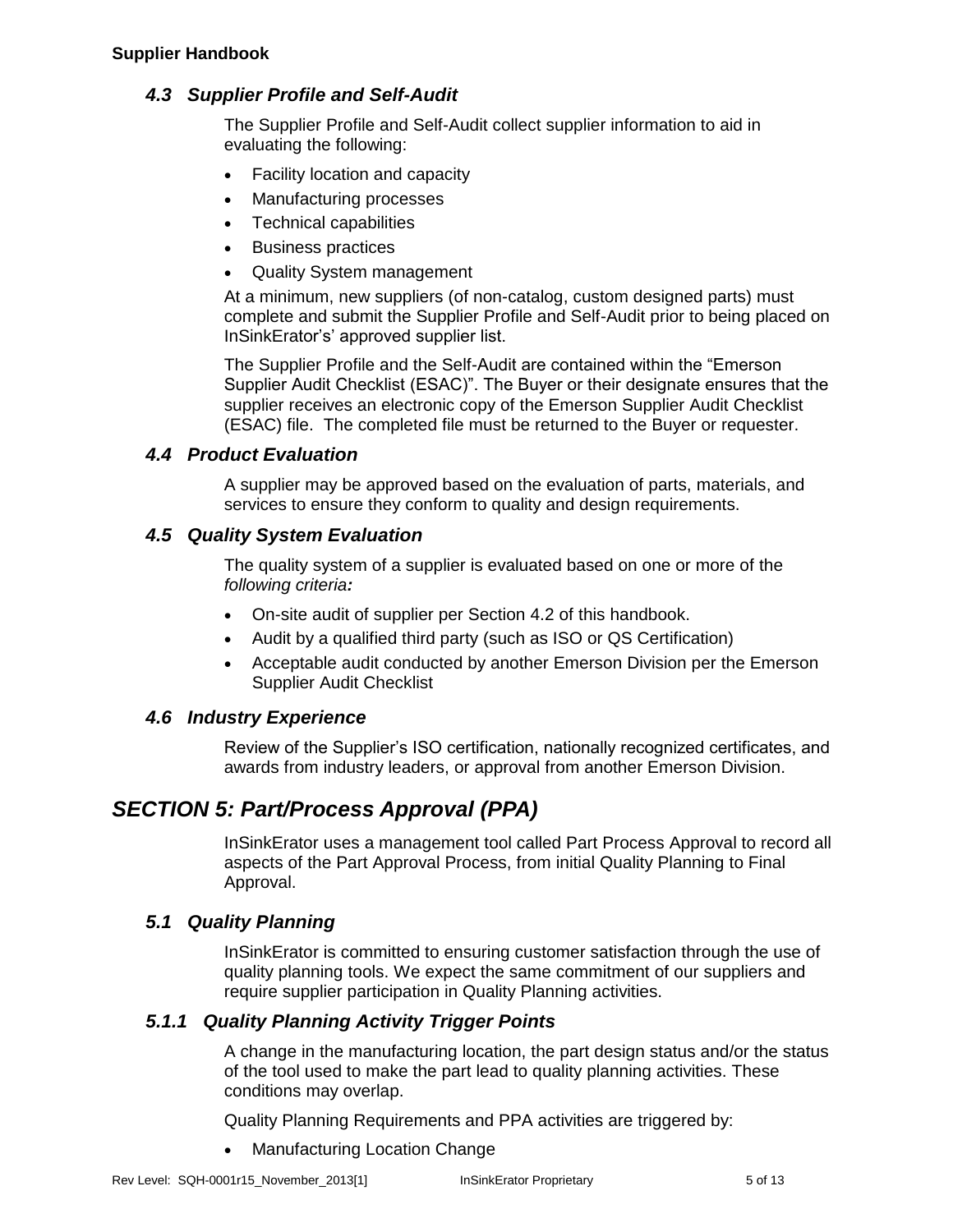### *4.3 Supplier Profile and Self-Audit*

The Supplier Profile and Self-Audit collect supplier information to aid in evaluating the following:

- Facility location and capacity
- Manufacturing processes
- Technical capabilities
- Business practices
- Quality System management

At a minimum, new suppliers (of non-catalog, custom designed parts) must complete and submit the Supplier Profile and Self-Audit prior to being placed on InSinkErator's' approved supplier list.

The Supplier Profile and the Self-Audit are contained within the "Emerson Supplier Audit Checklist (ESAC)". The Buyer or their designate ensures that the supplier receives an electronic copy of the Emerson Supplier Audit Checklist (ESAC) file. The completed file must be returned to the Buyer or requester.

### *4.4 Product Evaluation*

A supplier may be approved based on the evaluation of parts, materials, and services to ensure they conform to quality and design requirements.

### *4.5 Quality System Evaluation*

The quality system of a supplier is evaluated based on one or more of the *following criteria**:***

- On-site audit of supplier per Section 4.2 of this handbook.
- Audit by a qualified third party (such as ISO or QS Certification)
- Acceptable audit conducted by another Emerson Division per the Emerson Supplier Audit Checklist

### *4.6 Industry Experience*

Review of the Supplier's ISO certification, nationally recognized certificates, and awards from industry leaders, or approval from another Emerson Division.

## *SECTION 5: Part/Process Approval (PPA)*

InSinkErator uses a management tool called Part Process Approval to record all aspects of the Part Approval Process, from initial Quality Planning to Final Approval.

### *5.1 Quality Planning*

InSinkErator is committed to ensuring customer satisfaction through the use of quality planning tools. We expect the same commitment of our suppliers and require supplier participation in Quality Planning activities.

### *5.1.1 Quality Planning Activity Trigger Points*

A change in the manufacturing location, the part design status and/or the status of the tool used to make the part lead to quality planning activities. These conditions may overlap.

Quality Planning Requirements and PPA activities are triggered by:

- Manufacturing Location Change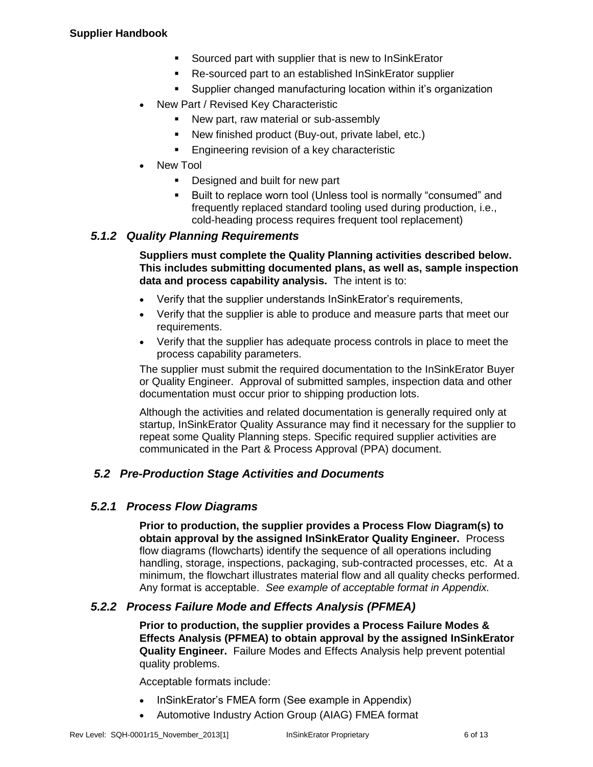- Sourced part with supplier that is new to InSinkErator
    - Re-sourced part to an established InSinkErator supplier
    - Supplier changed manufacturing location within it's organization
- New Part / Revised Key Characteristic
    - New part, raw material or sub-assembly
    - New finished product (Buy-out, private label, etc.)
    - Engineering revision of a key characteristic
- New Tool
    - Designed and built for new part
    - Built to replace worn tool (Unless tool is normally "consumed" and frequently replaced standard tooling used during production, i.e., cold-heading process requires frequent tool replacement)

### *5.1.2 Quality Planning Requirements*

**Suppliers must complete the Quality Planning activities described below. This includes submitting documented plans, as well as, sample inspection data and process capability analysis.** The intent is to:

- Verify that the supplier understands InSinkErator's requirements,
- Verify that the supplier is able to produce and measure parts that meet our requirements.
- Verify that the supplier has adequate process controls in place to meet the process capability parameters.

The supplier must submit the required documentation to the InSinkErator Buyer or Quality Engineer. Approval of submitted samples, inspection data and other documentation must occur prior to shipping production lots.

Although the activities and related documentation is generally required only at startup, InSinkErator Quality Assurance may find it necessary for the supplier to repeat some Quality Planning steps. Specific required supplier activities are communicated in the Part & Process Approval (PPA) document.

## *5.2 Pre-Production Stage Activities and Documents*

### *5.2.1 Process Flow Diagrams*

**Prior to production, the supplier provides a Process Flow Diagram(s) to obtain approval by the assigned InSinkErator Quality Engineer.** Process flow diagrams (flowcharts) identify the sequence of all operations including handling, storage, inspections, packaging, sub-contracted processes, etc. At a minimum, the flowchart illustrates material flow and all quality checks performed. Any format is acceptable. *See example of acceptable format in Appendix.*

### *5.2.2 Process Failure Mode and Effects Analysis (PFMEA)*

**Prior to production, the supplier provides a Process Failure Modes & Effects Analysis (PFMEA) to obtain approval by the assigned InSinkErator Quality Engineer.** Failure Modes and Effects Analysis help prevent potential quality problems.

Acceptable formats include:

- InSinkErator's FMEA form (See example in Appendix)
- Automotive Industry Action Group (AIAG) FMEA format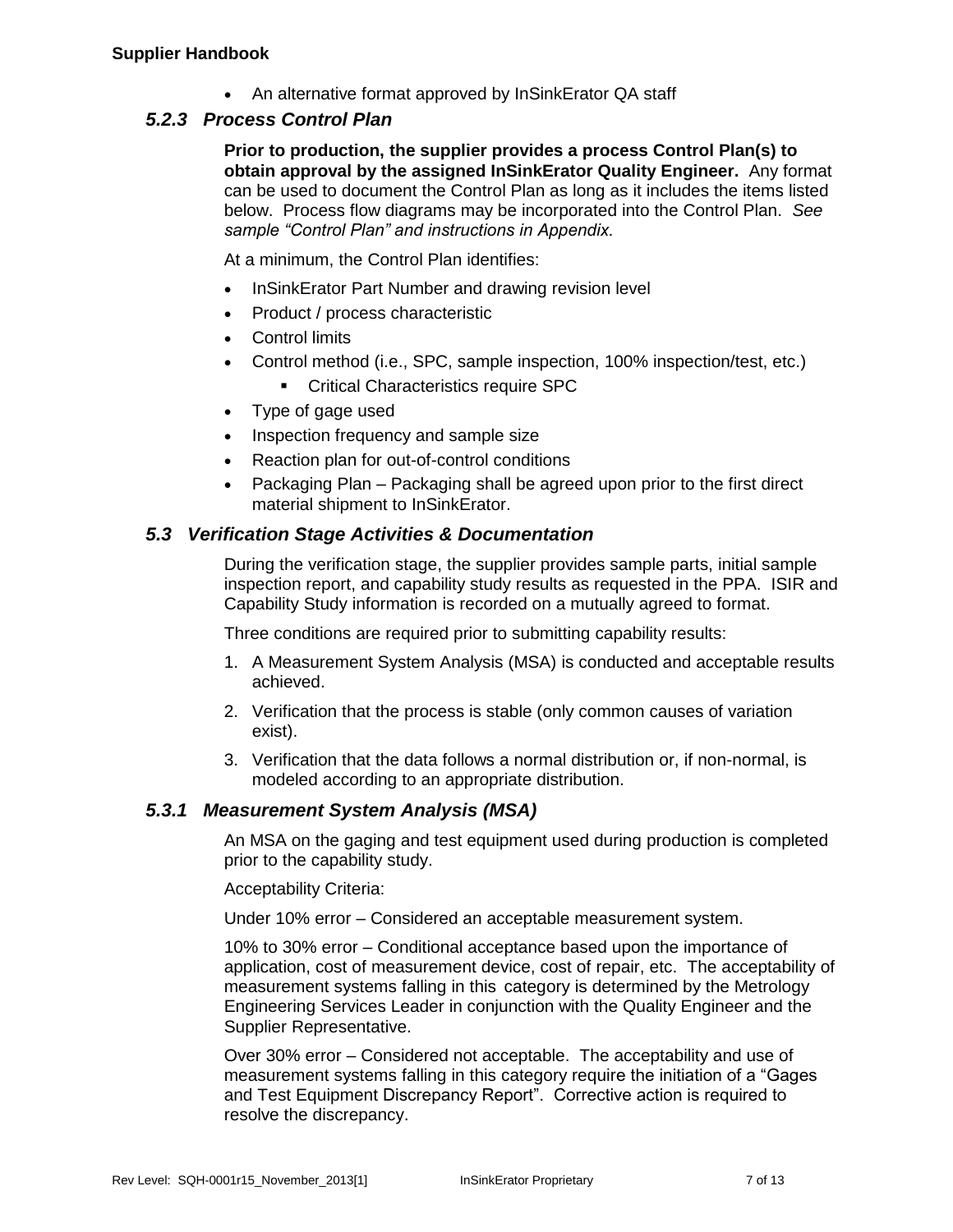- An alternative format approved by InSinkErator QA staff

### *5.2.3 Process Control Plan*

**Prior to production, the supplier provides a process Control Plan(s) to obtain approval by the assigned InSinkErator Quality Engineer.** Any format can be used to document the Control Plan as long as it includes the items listed below. Process flow diagrams may be incorporated into the Control Plan. *See sample "Control Plan" and instructions in Appendix.*

At a minimum, the Control Plan identifies:

- InSinkErator Part Number and drawing revision level
- Product / process characteristic
- Control limits
- Control method (i.e., SPC, sample inspection, 100% inspection/test, etc.)
  - Critical Characteristics require SPC
- Type of gage used
- Inspection frequency and sample size
- Reaction plan for out-of-control conditions
- Packaging Plan – Packaging shall be agreed upon prior to the first direct material shipment to InSinkErator.

## *5.3 Verification Stage Activities & Documentation*

During the verification stage, the supplier provides sample parts, initial sample inspection report, and capability study results as requested in the PPA. ISIR and Capability Study information is recorded on a mutually agreed to format.

Three conditions are required prior to submitting capability results:

1. A Measurement System Analysis (MSA) is conducted and acceptable results achieved.
2. Verification that the process is stable (only common causes of variation exist).
3. Verification that the data follows a normal distribution or, if non-normal, is modeled according to an appropriate distribution.

### *5.3.1 Measurement System Analysis (MSA)*

An MSA on the gaging and test equipment used during production is completed prior to the capability study.

Acceptability Criteria:

Under 10% error – Considered an acceptable measurement system.

10% to 30% error – Conditional acceptance based upon the importance of application, cost of measurement device, cost of repair, etc. The acceptability of measurement systems falling in this category is determined by the Metrology Engineering Services Leader in conjunction with the Quality Engineer and the Supplier Representative.

Over 30% error – Considered not acceptable. The acceptability and use of measurement systems falling in this category require the initiation of a "Gages and Test Equipment Discrepancy Report". Corrective action is required to resolve the discrepancy.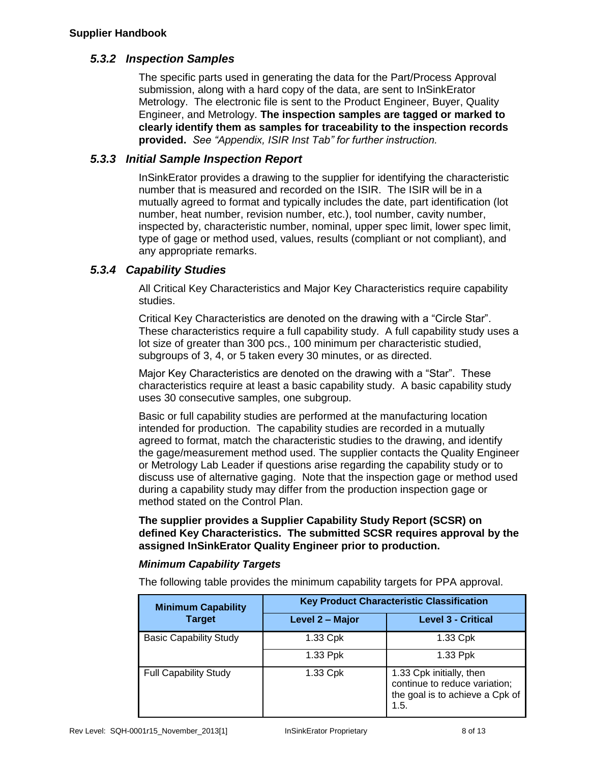### *5.3.2 Inspection Samples*

The specific parts used in generating the data for the Part/Process Approval submission, along with a hard copy of the data, are sent to InSinkErator Metrology. The electronic file is sent to the Product Engineer, Buyer, Quality Engineer, and Metrology. **The inspection samples are tagged or marked to clearly identify them as samples for traceability to the inspection records provided.** *See "Appendix, ISIR Inst Tab" for further instruction.*

### *5.3.3 Initial Sample Inspection Report*

InSinkErator provides a drawing to the supplier for identifying the characteristic number that is measured and recorded on the ISIR. The ISIR will be in a mutually agreed to format and typically includes the date, part identification (lot number, heat number, revision number, etc.), tool number, cavity number, inspected by, characteristic number, nominal, upper spec limit, lower spec limit, type of gage or method used, values, results (compliant or not compliant), and any appropriate remarks.

### *5.3.4 Capability Studies*

All Critical Key Characteristics and Major Key Characteristics require capability studies.

Critical Key Characteristics are denoted on the drawing with a "Circle Star". These characteristics require a full capability study. A full capability study uses a lot size of greater than 300 pcs., 100 minimum per characteristic studied, subgroups of 3, 4, or 5 taken every 30 minutes, or as directed.

Major Key Characteristics are denoted on the drawing with a "Star". These characteristics require at least a basic capability study. A basic capability study uses 30 consecutive samples, one subgroup.

Basic or full capability studies are performed at the manufacturing location intended for production. The capability studies are recorded in a mutually agreed to format, match the characteristic studies to the drawing, and identify the gage/measurement method used. The supplier contacts the Quality Engineer or Metrology Lab Leader if questions arise regarding the capability study or to discuss use of alternative gaging. Note that the inspection gage or method used during a capability study may differ from the production inspection gage or method stated on the Control Plan.

**The supplier provides a Supplier Capability Study Report (SCSR) on defined Key Characteristics. The submitted SCSR requires approval by the assigned InSinkErator Quality Engineer prior to production.**

***Minimum Capability Targets***

The following table provides the minimum capability targets for PPA approval.

| Minimum Capability Target | Key Product Characteristic Classification | |
|---|---|---|
| | Level 2 – Major | Level 3 - Critical |
| Basic Capability Study | 1.33 Cpk | 1.33 Cpk |
| | 1.33 Ppk | 1.33 Ppk |
| Full Capability Study | 1.33 Cpk | 1.33 Cpk initially, then continue to reduce variation; the goal is to achieve a Cpk of 1.5. |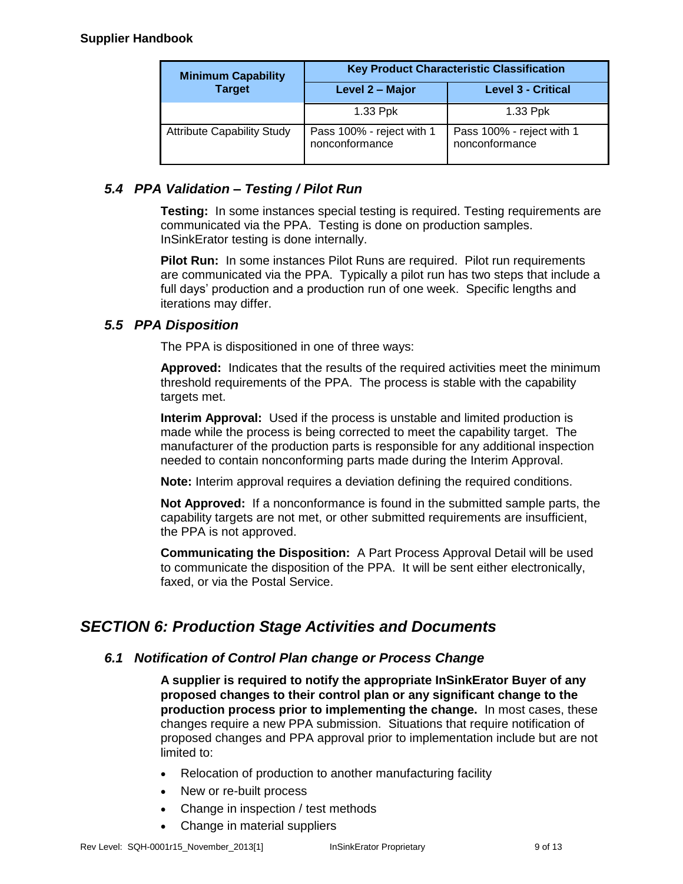| Minimum Capability Target | Key Product Characteristic Classification | |
|---|---|---|
| | Level 2 – Major | Level 3 - Critical |
| | 1.33 Ppk | 1.33 Ppk |
| Attribute Capability Study | Pass 100% - reject with 1 nonconformance | Pass 100% - reject with 1 nonconformance |

### *5.4 PPA Validation – Testing / Pilot Run*

**Testing:** In some instances special testing is required. Testing requirements are communicated via the PPA. Testing is done on production samples. InSinkErator testing is done internally.

**Pilot Run:** In some instances Pilot Runs are required. Pilot run requirements are communicated via the PPA. Typically a pilot run has two steps that include a full days' production and a production run of one week. Specific lengths and iterations may differ.

### *5.5 PPA Disposition*

The PPA is dispositioned in one of three ways:

**Approved:** Indicates that the results of the required activities meet the minimum threshold requirements of the PPA. The process is stable with the capability targets met.

**Interim Approval:** Used if the process is unstable and limited production is made while the process is being corrected to meet the capability target. The manufacturer of the production parts is responsible for any additional inspection needed to contain nonconforming parts made during the Interim Approval.

**Note:** Interim approval requires a deviation defining the required conditions.

**Not Approved:** If a nonconformance is found in the submitted sample parts, the capability targets are not met, or other submitted requirements are insufficient, the PPA is not approved.

**Communicating the Disposition:** A Part Process Approval Detail will be used to communicate the disposition of the PPA. It will be sent either electronically, faxed, or via the Postal Service.

## *SECTION 6: Production Stage Activities and Documents*

### *6.1 Notification of Control Plan change or Process Change*

**A supplier is required to notify the appropriate InSinkErator Buyer of any proposed changes to their control plan or any significant change to the production process prior to implementing the change.** In most cases, these changes require a new PPA submission. Situations that require notification of proposed changes and PPA approval prior to implementation include but are not limited to:

- Relocation of production to another manufacturing facility
- New or re-built process
- Change in inspection / test methods
- Change in material suppliers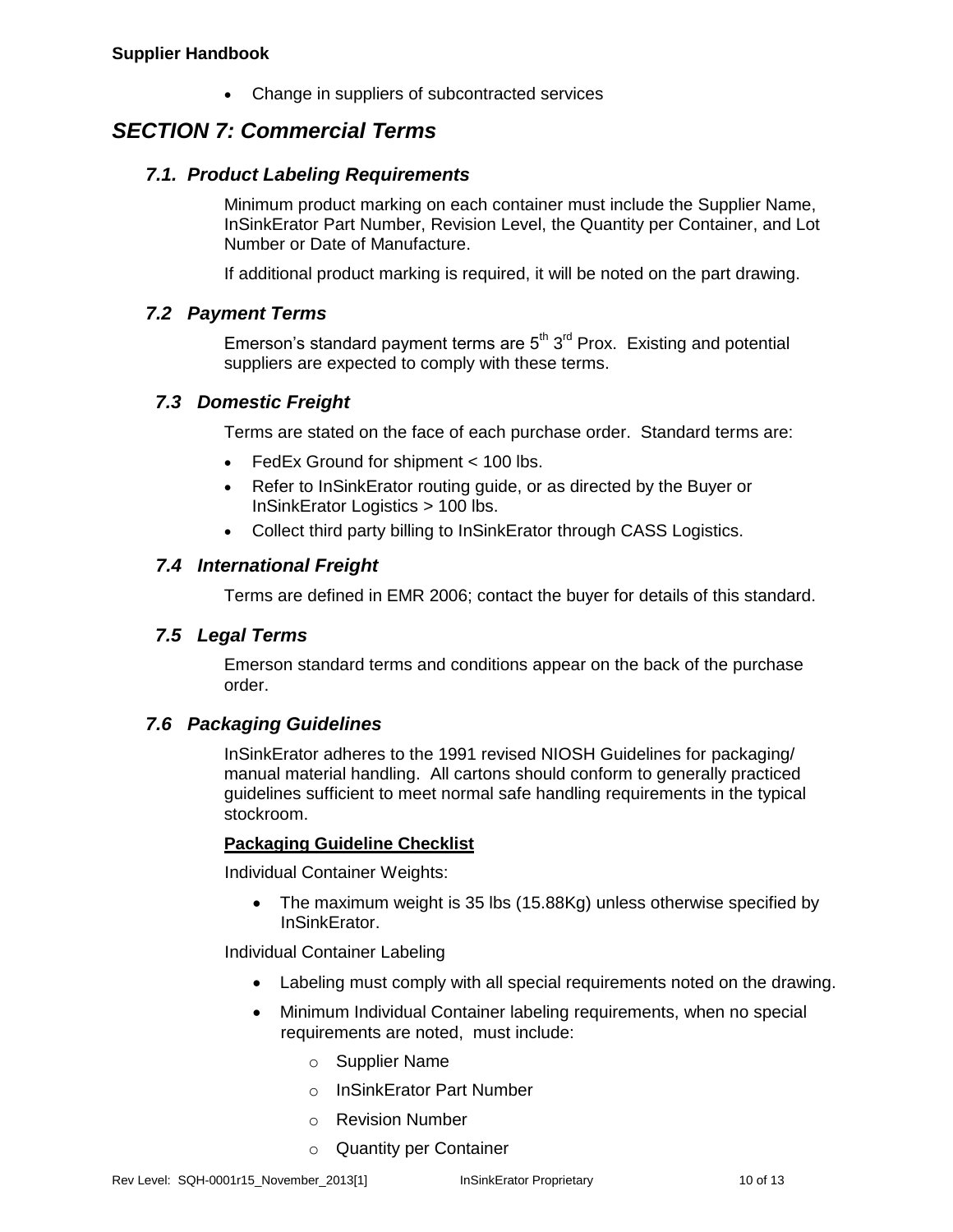- Change in suppliers of subcontracted services

# *SECTION 7: Commercial Terms*

## *7.1. Product Labeling Requirements*

Minimum product marking on each container must include the Supplier Name, InSinkErator Part Number, Revision Level, the Quantity per Container, and Lot Number or Date of Manufacture.

If additional product marking is required, it will be noted on the part drawing.

## *7.2 Payment Terms*

Emerson's standard payment terms are 5th 3rd Prox. Existing and potential suppliers are expected to comply with these terms.

## *7.3 Domestic Freight*

Terms are stated on the face of each purchase order. Standard terms are:

- FedEx Ground for shipment < 100 lbs.
- Refer to InSinkErator routing guide, or as directed by the Buyer or InSinkErator Logistics > 100 lbs.
- Collect third party billing to InSinkErator through CASS Logistics.

## *7.4 International Freight*

Terms are defined in EMR 2006; contact the buyer for details of this standard.

## *7.5 Legal Terms*

Emerson standard terms and conditions appear on the back of the purchase order.

## *7.6 Packaging Guidelines*

InSinkErator adheres to the 1991 revised NIOSH Guidelines for packaging/ manual material handling. All cartons should conform to generally practiced guidelines sufficient to meet normal safe handling requirements in the typical stockroom.

**Packaging Guideline Checklist**

Individual Container Weights:

- The maximum weight is 35 lbs (15.88Kg) unless otherwise specified by InSinkErator.

Individual Container Labeling

- Labeling must comply with all special requirements noted on the drawing.
- Minimum Individual Container labeling requirements, when no special requirements are noted, must include:
  - Supplier Name
  - InSinkErator Part Number
  - Revision Number
  - Quantity per Container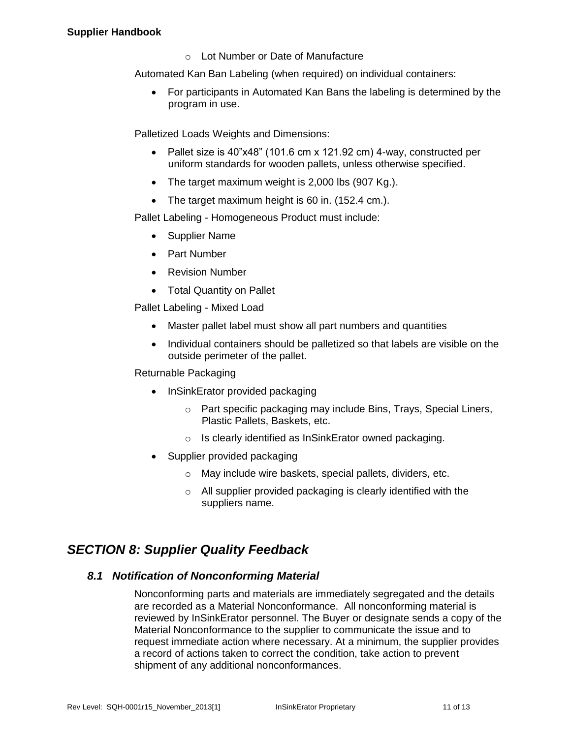- Lot Number or Date of Manufacture

Automated Kan Ban Labeling (when required) on individual containers:

- For participants in Automated Kan Bans the labeling is determined by the program in use.

Palletized Loads Weights and Dimensions:

- Pallet size is 40"x48" (101.6 cm x 121.92 cm) 4-way, constructed per uniform standards for wooden pallets, unless otherwise specified.
- The target maximum weight is 2,000 lbs (907 Kg.).
- The target maximum height is 60 in. (152.4 cm.).

Pallet Labeling - Homogeneous Product must include:

- Supplier Name
- Part Number
- Revision Number
- Total Quantity on Pallet

Pallet Labeling - Mixed Load

- Master pallet label must show all part numbers and quantities
- Individual containers should be palletized so that labels are visible on the outside perimeter of the pallet.

Returnable Packaging

- InSinkErator provided packaging
  - Part specific packaging may include Bins, Trays, Special Liners, Plastic Pallets, Baskets, etc.
  - Is clearly identified as InSinkErator owned packaging.
- Supplier provided packaging
  - May include wire baskets, special pallets, dividers, etc.
  - All supplier provided packaging is clearly identified with the suppliers name.

## *SECTION 8: Supplier Quality Feedback*

### *8.1 Notification of Nonconforming Material*

Nonconforming parts and materials are immediately segregated and the details are recorded as a Material Nonconformance. All nonconforming material is reviewed by InSinkErator personnel. The Buyer or designate sends a copy of the Material Nonconformance to the supplier to communicate the issue and to request immediate action where necessary. At a minimum, the supplier provides a record of actions taken to correct the condition, take action to prevent shipment of any additional nonconformances.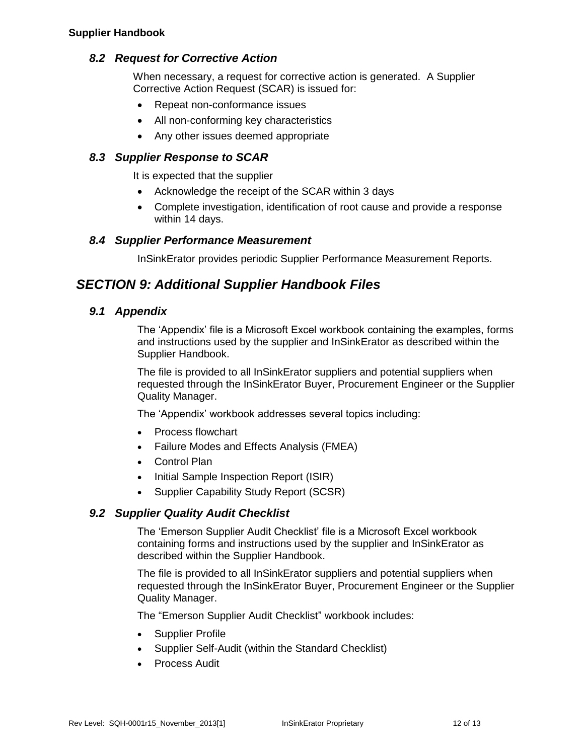### *8.2 Request for Corrective Action*

When necessary, a request for corrective action is generated. A Supplier Corrective Action Request (SCAR) is issued for:

- Repeat non-conformance issues
- All non-conforming key characteristics
- Any other issues deemed appropriate

### *8.3 Supplier Response to SCAR*

It is expected that the supplier

- Acknowledge the receipt of the SCAR within 3 days
- Complete investigation, identification of root cause and provide a response within 14 days.

### *8.4 Supplier Performance Measurement*

InSinkErator provides periodic Supplier Performance Measurement Reports.

## *SECTION 9: Additional Supplier Handbook Files*

### *9.1 Appendix*

The 'Appendix' file is a Microsoft Excel workbook containing the examples, forms and instructions used by the supplier and InSinkErator as described within the Supplier Handbook.

The file is provided to all InSinkErator suppliers and potential suppliers when requested through the InSinkErator Buyer, Procurement Engineer or the Supplier Quality Manager.

The 'Appendix' workbook addresses several topics including:

- Process flowchart
- Failure Modes and Effects Analysis (FMEA)
- Control Plan
- Initial Sample Inspection Report (ISIR)
- Supplier Capability Study Report (SCSR)

### *9.2 Supplier Quality Audit Checklist*

The 'Emerson Supplier Audit Checklist' file is a Microsoft Excel workbook containing forms and instructions used by the supplier and InSinkErator as described within the Supplier Handbook.

The file is provided to all InSinkErator suppliers and potential suppliers when requested through the InSinkErator Buyer, Procurement Engineer or the Supplier Quality Manager.

The "Emerson Supplier Audit Checklist" workbook includes:

- Supplier Profile
- Supplier Self-Audit (within the Standard Checklist)
- Process Audit